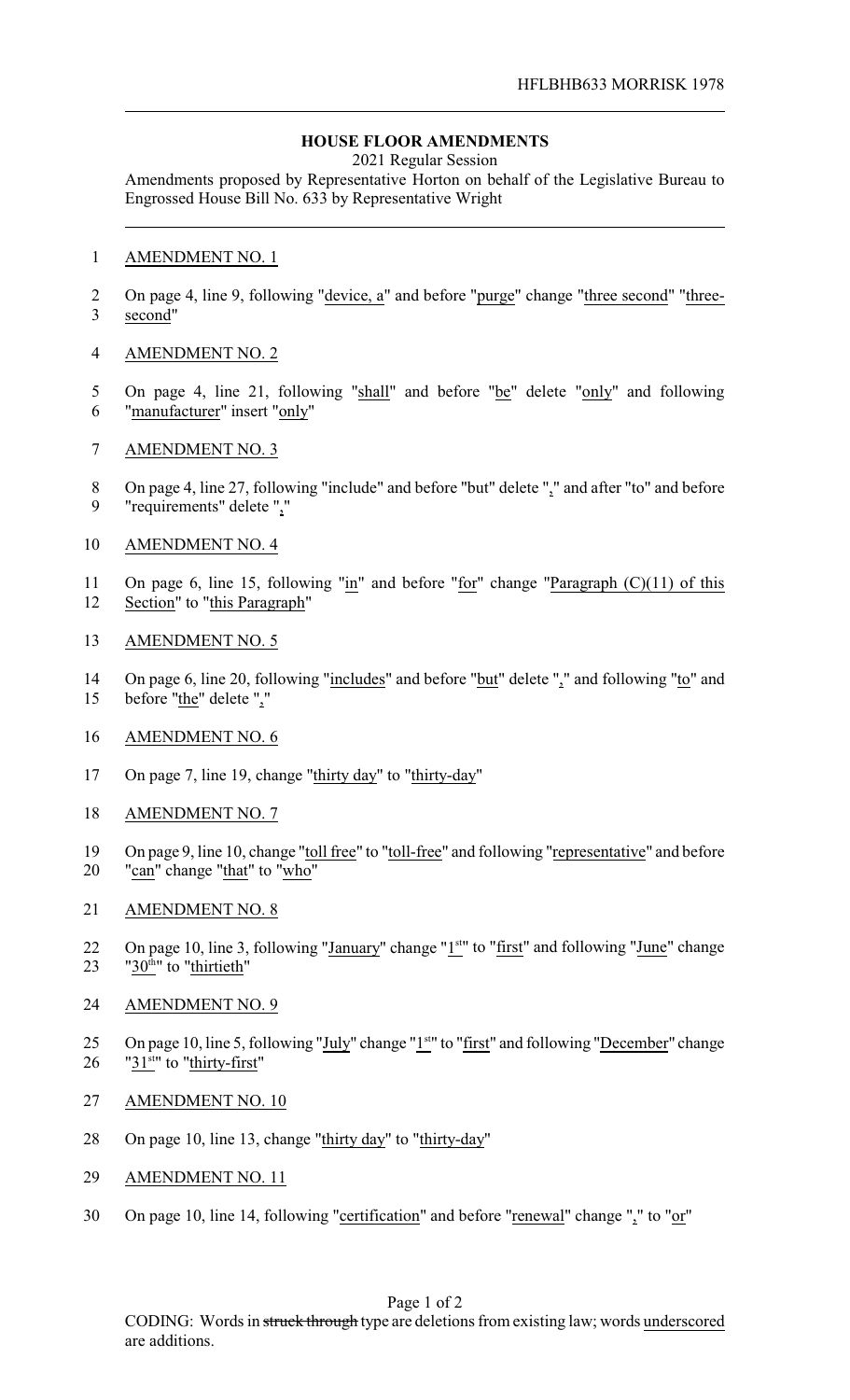HFLBHB633 MORRISK 1978

**HOUSE FLOOR AMENDMENTS**

2021 Regular Session

Amendments proposed by Representative Horton on behalf of the Legislative Bureau to Engrossed House Bill No. 633 by Representative Wright

AMENDMENT NO. 1

On page 4, line 9, following "device, a" and before "purge" change "three second" "three-second"

AMENDMENT NO. 2

On page 4, line 21, following "shall" and before "be" delete "only" and following "manufacturer" insert "only"

AMENDMENT NO. 3

On page 4, line 27, following "include" and before "but" delete "," and after "to" and before "requirements" delete ","

AMENDMENT NO. 4

On page 6, line 15, following "in" and before "for" change "Paragraph (C)(11) of this Section" to "this Paragraph"

AMENDMENT NO. 5

On page 6, line 20, following "includes" and before "but" delete "," and following "to" and before "the" delete ","

AMENDMENT NO. 6

On page 7, line 19, change "thirty day" to "thirty-day"

AMENDMENT NO. 7

On page 9, line 10, change "toll free" to "toll-free" and following "representative" and before "can" change "that" to "who"

AMENDMENT NO. 8

On page 10, line 3, following "January" change "1st" to "first" and following "June" change "30th" to "thirtieth"

AMENDMENT NO. 9

On page 10, line 5, following "July" change "1st" to "first" and following "December" change "31st" to "thirty-first"

AMENDMENT NO. 10

On page 10, line 13, change "thirty day" to "thirty-day"

AMENDMENT NO. 11

On page 10, line 14, following "certification" and before "renewal" change "," to "or"

CODING: Words in struck through type are deletions from existing law; words underscored are additions.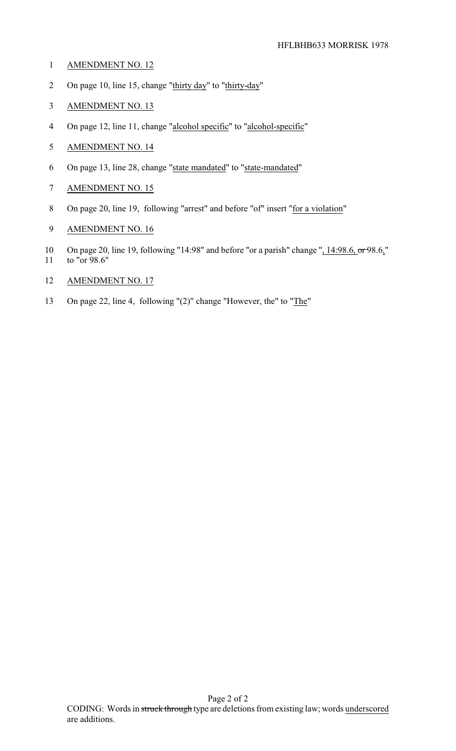AMENDMENT NO. 12

On page 10, line 15, change "thirty day" to "thirty-day"

AMENDMENT NO. 13

On page 12, line 11, change "alcohol specific" to "alcohol-specific"

AMENDMENT NO. 14

On page 13, line 28, change "state mandated" to "state-mandated"

AMENDMENT NO. 15

On page 20, line 19, following "arrest" and before "of" insert "for a violation"

AMENDMENT NO. 16

On page 20, line 19, following "14:98" and before "or a parish" change ", 14:98.6, ~~or~~ 98.6," to "or 98.6"

AMENDMENT NO. 17

On page 22, line 4, following "(2)" change "However, the" to "The"

CODING: Words in ~~struck through~~ type are deletions from existing law; words underscored are additions.